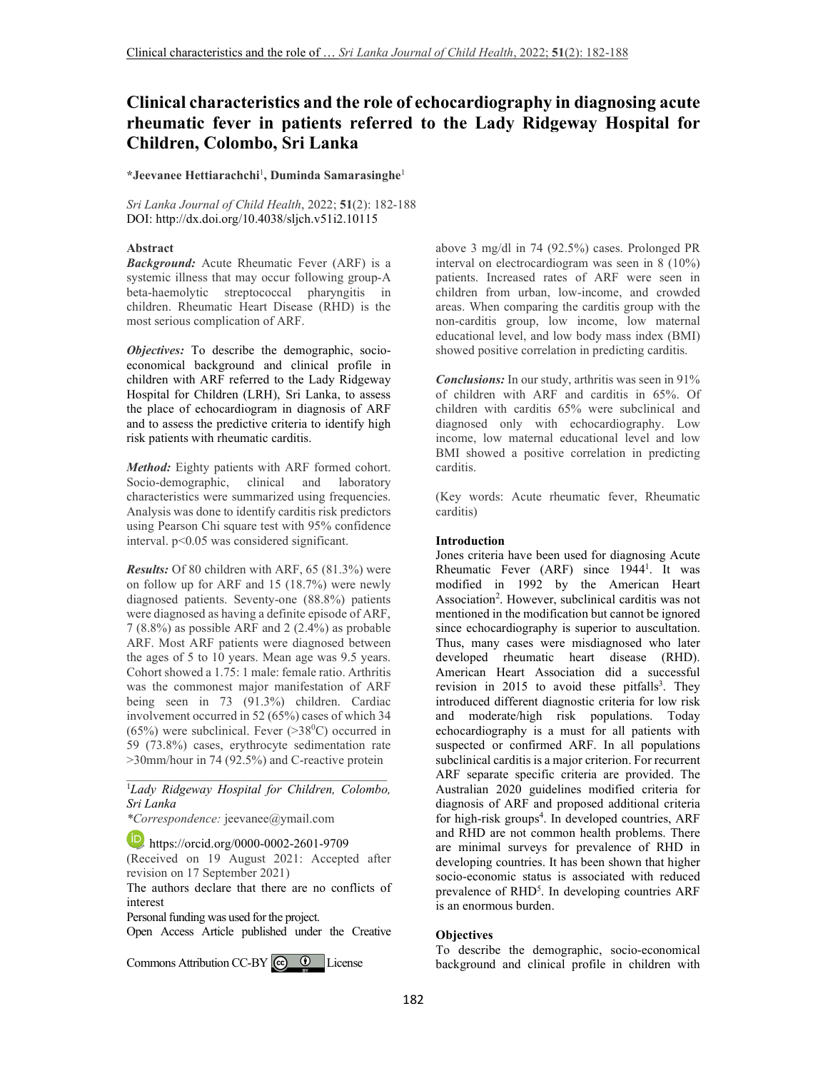# Clinical characteristics and the role of echocardiography in diagnosing acute rheumatic fever in patients referred to the Lady Ridgeway Hospital for Children, Colombo, Sri Lanka

**\*Jeevanee Hettiarachchi**[1], **Duminda Samarasinghe**[1]

*Sri Lanka Journal of Child Health*, 2022; **51**(2): 182-188
DOI: http://dx.doi.org/10.4038/sljch.v51i2.10115

### Abstract

***Background:*** Acute Rheumatic Fever (ARF) is a systemic illness that may occur following group-A beta-haemolytic streptococcal pharyngitis in children. Rheumatic Heart Disease (RHD) is the most serious complication of ARF.

***Objectives:*** To describe the demographic, socio-economical background and clinical profile in children with ARF referred to the Lady Ridgeway Hospital for Children (LRH), Sri Lanka, to assess the place of echocardiogram in diagnosis of ARF and to assess the predictive criteria to identify high risk patients with rheumatic carditis.

***Method:*** Eighty patients with ARF formed cohort. Socio-demographic, clinical and laboratory characteristics were summarized using frequencies. Analysis was done to identify carditis risk predictors using Pearson Chi square test with 95% confidence interval. p<0.05 was considered significant.

***Results:*** Of 80 children with ARF, 65 (81.3%) were on follow up for ARF and 15 (18.7%) were newly diagnosed patients. Seventy-one (88.8%) patients were diagnosed as having a definite episode of ARF, 7 (8.8%) as possible ARF and 2 (2.4%) as probable ARF. Most ARF patients were diagnosed between the ages of 5 to 10 years. Mean age was 9.5 years. Cohort showed a 1.75: 1 male: female ratio. Arthritis was the commonest major manifestation of ARF being seen in 73 (91.3%) children. Cardiac involvement occurred in 52 (65%) cases of which 34 (65%) were subclinical. Fever (>38$^0$C) occurred in 59 (73.8%) cases, erythrocyte sedimentation rate >30mm/hour in 74 (92.5%) and C-reactive protein above 3 mg/dl in 74 (92.5%) cases. Prolonged PR interval on electrocardiogram was seen in 8 (10%) patients. Increased rates of ARF were seen in children from urban, low-income, and crowded areas. When comparing the carditis group with the non-carditis group, low income, low maternal educational level, and low body mass index (BMI) showed positive correlation in predicting carditis.

***Conclusions:*** In our study, arthritis was seen in 91% of children with ARF and carditis in 65%. Of children with carditis 65% were subclinical and diagnosed only with echocardiography. Low income, low maternal educational level and low BMI showed a positive correlation in predicting carditis.

(Key words: Acute rheumatic fever, Rheumatic carditis)

---

[1]*Lady Ridgeway Hospital for Children, Colombo, Sri Lanka*

*\*Correspondence:* jeevanee@ymail.com

https://orcid.org/0000-0002-2601-9709

(Received on 19 August 2021: Accepted after revision on 17 September 2021)

The authors declare that there are no conflicts of interest

Personal funding was used for the project.

Open Access Article published under the Creative Commons Attribution CC-BY License

---

### Introduction

Jones criteria have been used for diagnosing Acute Rheumatic Fever (ARF) since 1944[1]. It was modified in 1992 by the American Heart Association[2]. However, subclinical carditis was not mentioned in the modification but cannot be ignored since echocardiography is superior to auscultation. Thus, many cases were misdiagnosed who later developed rheumatic heart disease (RHD). American Heart Association did a successful revision in 2015 to avoid these pitfalls[3]. They introduced different diagnostic criteria for low risk and moderate/high risk populations. Today echocardiography is a must for all patients with suspected or confirmed ARF. In all populations subclinical carditis is a major criterion. For recurrent ARF separate specific criteria are provided. The Australian 2020 guidelines modified criteria for diagnosis of ARF and proposed additional criteria for high-risk groups[4]. In developed countries, ARF and RHD are not common health problems. There are minimal surveys for prevalence of RHD in developing countries. It has been shown that higher socio-economic status is associated with reduced prevalence of RHD[5]. In developing countries ARF is an enormous burden.

### Objectives

To describe the demographic, socio-economical background and clinical profile in children with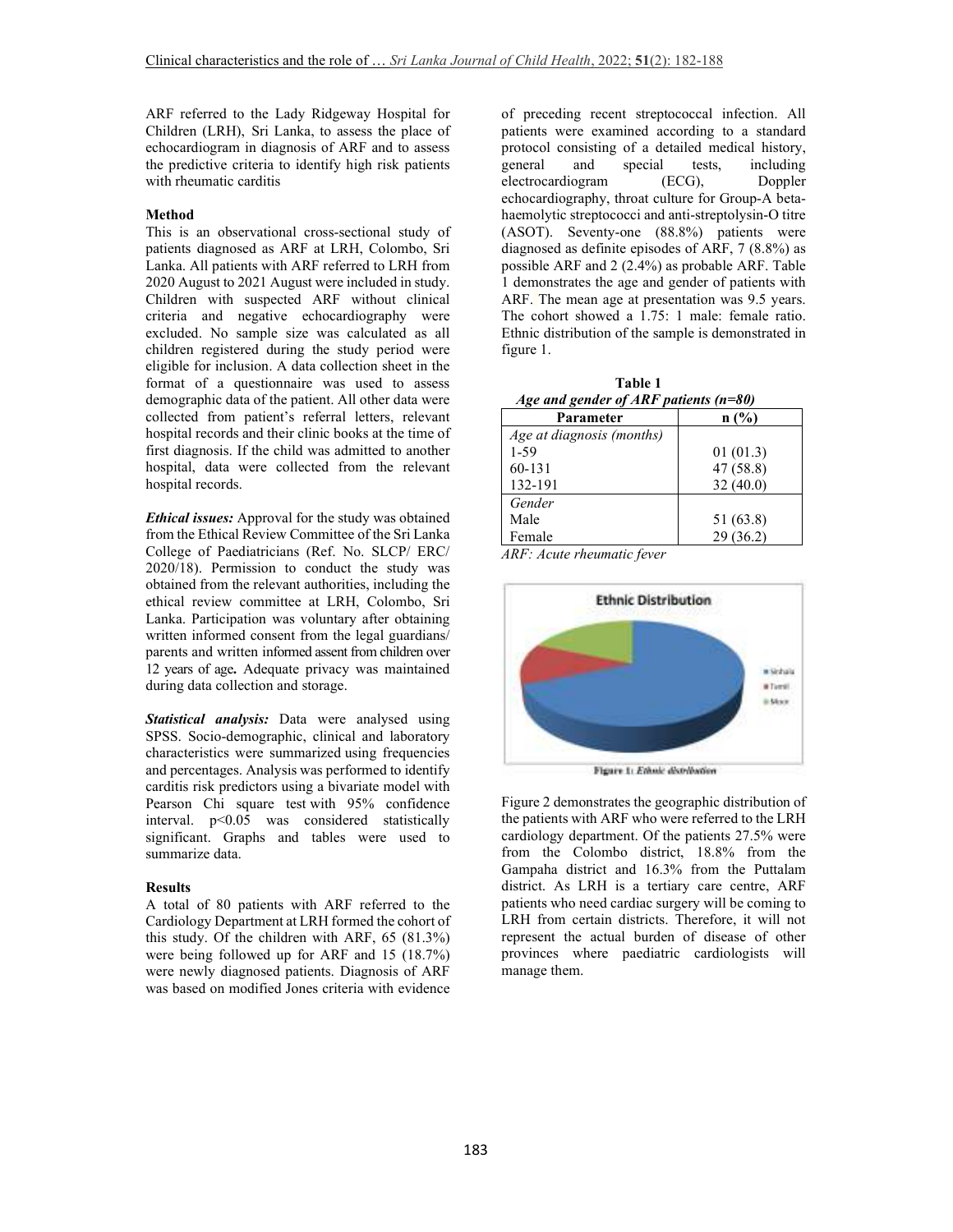ARF referred to the Lady Ridgeway Hospital for Children (LRH), Sri Lanka, to assess the place of echocardiogram in diagnosis of ARF and to assess the predictive criteria to identify high risk patients with rheumatic carditis

**Method**

This is an observational cross-sectional study of patients diagnosed as ARF at LRH, Colombo, Sri Lanka. All patients with ARF referred to LRH from 2020 August to 2021 August were included in study. Children with suspected ARF without clinical criteria and negative echocardiography were excluded. No sample size was calculated as all children registered during the study period were eligible for inclusion. A data collection sheet in the format of a questionnaire was used to assess demographic data of the patient. All other data were collected from patient's referral letters, relevant hospital records and their clinic books at the time of first diagnosis. If the child was admitted to another hospital, data were collected from the relevant hospital records.

***Ethical issues:*** Approval for the study was obtained from the Ethical Review Committee of the Sri Lanka College of Paediatricians (Ref. No. SLCP/ ERC/ 2020/18). Permission to conduct the study was obtained from the relevant authorities, including the ethical review committee at LRH, Colombo, Sri Lanka. Participation was voluntary after obtaining written informed consent from the legal guardians/ parents and written informed assent from children over 12 years of age**.** Adequate privacy was maintained during data collection and storage.

***Statistical analysis:*** Data were analysed using SPSS. Socio-demographic, clinical and laboratory characteristics were summarized using frequencies and percentages. Analysis was performed to identify carditis risk predictors using a bivariate model with Pearson Chi square test with 95% confidence interval. $p<0.05$ was considered statistically significant. Graphs and tables were used to summarize data.

**Results**

A total of 80 patients with ARF referred to the Cardiology Department at LRH formed the cohort of this study. Of the children with ARF, 65 (81.3%) were being followed up for ARF and 15 (18.7%) were newly diagnosed patients. Diagnosis of ARF was based on modified Jones criteria with evidence of preceding recent streptococcal infection. All patients were examined according to a standard protocol consisting of a detailed medical history, general and special tests, including electrocardiogram (ECG), Doppler echocardiography, throat culture for Group-A beta-haemolytic streptococci and anti-streptolysin-O titre (ASOT). Seventy-one (88.8%) patients were diagnosed as definite episodes of ARF, 7 (8.8%) as possible ARF and 2 (2.4%) as probable ARF. Table 1 demonstrates the age and gender of patients with ARF. The mean age at presentation was 9.5 years. The cohort showed a 1.75: 1 male: female ratio. Ethnic distribution of the sample is demonstrated in figure 1.

**Table 1**
***Age and gender of ARF patients (n=80)***

| Parameter | n (%) |
|---|---|
| *Age at diagnosis (months)* | |
| 1-59 | 01 (01.3) |
| 60-131 | 47 (58.8) |
| 132-191 | 32 (40.0) |
| *Gender* | |
| Male | 51 (63.8) |
| Female | 29 (36.2) |

*ARF: Acute rheumatic fever*

Figure 1: *Ethnic distribution*

Figure 2 demonstrates the geographic distribution of the patients with ARF who were referred to the LRH cardiology department. Of the patients 27.5% were from the Colombo district, 18.8% from the Gampaha district and 16.3% from the Puttalam district. As LRH is a tertiary care centre, ARF patients who need cardiac surgery will be coming to LRH from certain districts. Therefore, it will not represent the actual burden of disease of other provinces where paediatric cardiologists will manage them.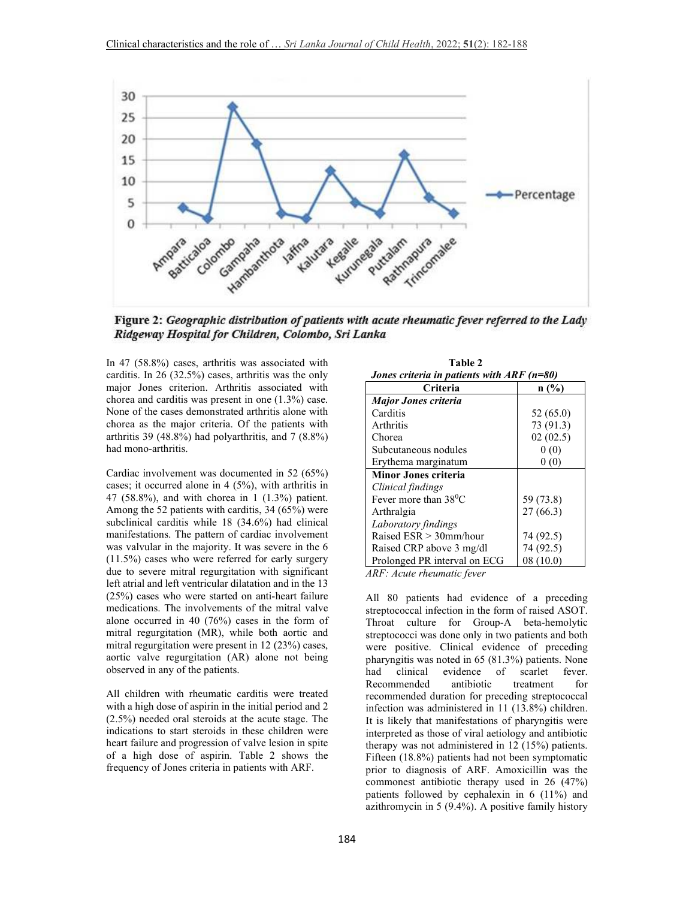Figure 2: *Geographic distribution of patients with acute rheumatic fever referred to the Lady Ridgeway Hospital for Children, Colombo, Sri Lanka*

In 47 (58.8%) cases, arthritis was associated with carditis. In 26 (32.5%) cases, arthritis was the only major Jones criterion. Arthritis associated with chorea and carditis was present in one (1.3%) case. None of the cases demonstrated arthritis alone with chorea as the major criteria. Of the patients with arthritis 39 (48.8%) had polyarthritis, and 7 (8.8%) had mono-arthritis.

Cardiac involvement was documented in 52 (65%) cases; it occurred alone in 4 (5%), with arthritis in 47 (58.8%), and with chorea in 1 (1.3%) patient. Among the 52 patients with carditis, 34 (65%) were subclinical carditis while 18 (34.6%) had clinical manifestations. The pattern of cardiac involvement was valvular in the majority. It was severe in the 6 (11.5%) cases who were referred for early surgery due to severe mitral regurgitation with significant left atrial and left ventricular dilatation and in the 13 (25%) cases who were started on anti-heart failure medications. The involvements of the mitral valve alone occurred in 40 (76%) cases in the form of mitral regurgitation (MR), while both aortic and mitral regurgitation were present in 12 (23%) cases, aortic valve regurgitation (AR) alone not being observed in any of the patients.

All children with rheumatic carditis were treated with a high dose of aspirin in the initial period and 2 (2.5%) needed oral steroids at the acute stage. The indications to start steroids in these children were heart failure and progression of valve lesion in spite of a high dose of aspirin. Table 2 shows the frequency of Jones criteria in patients with ARF.

**Table 2**
***Jones criteria in patients with ARF (n=80)***

| Criteria | n (%) |
|---|---|
| ***Major Jones criteria*** | |
| Carditis | 52 (65.0) |
| Arthritis | 73 (91.3) |
| Chorea | 02 (02.5) |
| Subcutaneous nodules | 0 (0) |
| Erythema marginatum | 0 (0) |
| **Minor Jones criteria** | |
| *Clinical findings* | |
| Fever more than 38$^0$C | 59 (73.8) |
| Arthralgia | 27 (66.3) |
| *Laboratory findings* | |
| Raised ESR > 30mm/hour | 74 (92.5) |
| Raised CRP above 3 mg/dl | 74 (92.5) |
| Prolonged PR interval on ECG | 08 (10.0) |

*ARF: Acute rheumatic fever*

All 80 patients had evidence of a preceding streptococcal infection in the form of raised ASOT. Throat culture for Group-A beta-hemolytic streptococci was done only in two patients and both were positive. Clinical evidence of preceding pharyngitis was noted in 65 (81.3%) patients. None had clinical evidence of scarlet fever. Recommended antibiotic treatment for recommended duration for preceding streptococcal infection was administered in 11 (13.8%) children. It is likely that manifestations of pharyngitis were interpreted as those of viral aetiology and antibiotic therapy was not administered in 12 (15%) patients. Fifteen (18.8%) patients had not been symptomatic prior to diagnosis of ARF. Amoxicillin was the commonest antibiotic therapy used in 26 (47%) patients followed by cephalexin in 6 (11%) and azithromycin in 5 (9.4%). A positive family history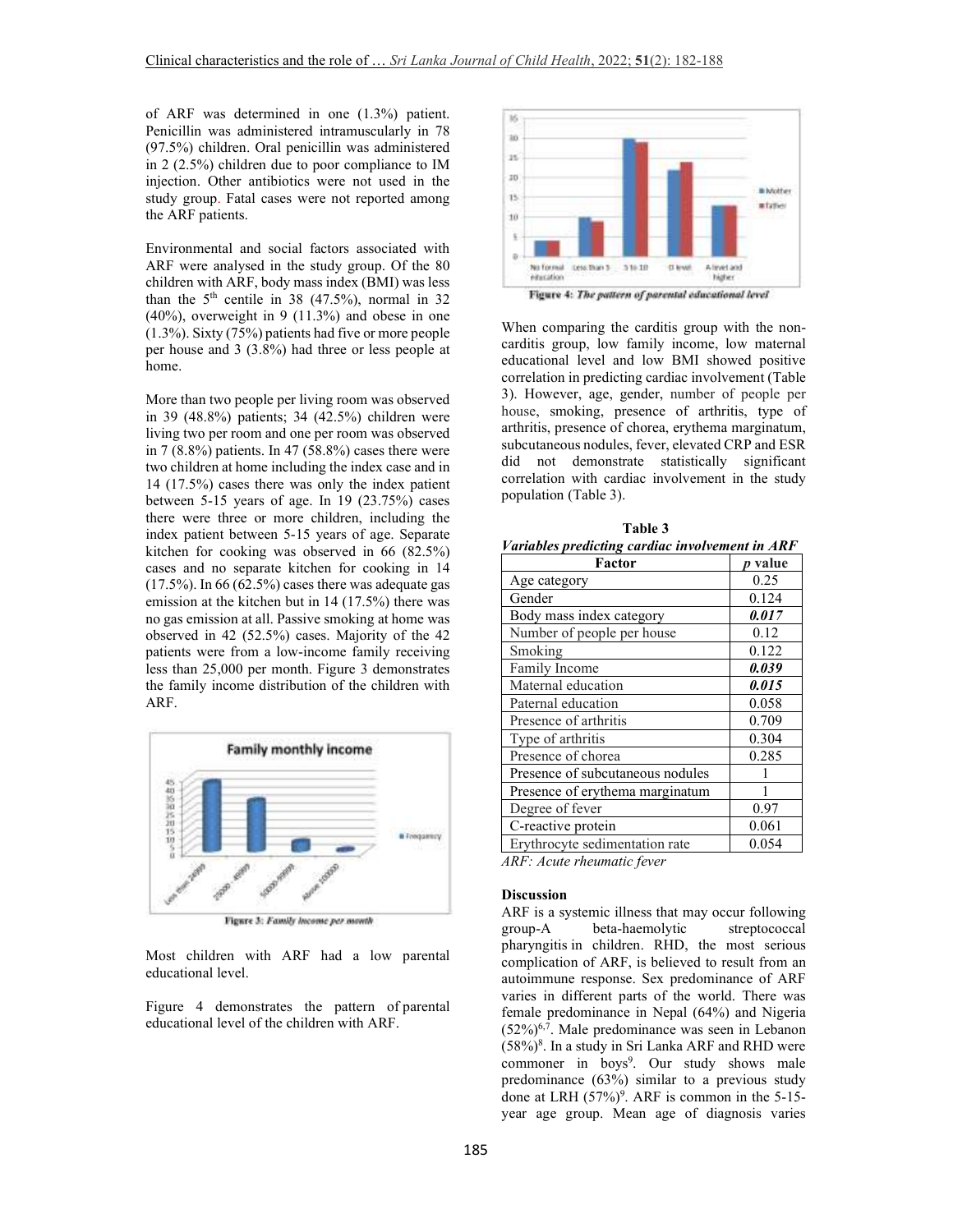of ARF was determined in one (1.3%) patient. Penicillin was administered intramuscularly in 78 (97.5%) children. Oral penicillin was administered in 2 (2.5%) children due to poor compliance to IM injection. Other antibiotics were not used in the study group. Fatal cases were not reported among the ARF patients.

Environmental and social factors associated with ARF were analysed in the study group. Of the 80 children with ARF, body mass index (BMI) was less than the 5th centile in 38 (47.5%), normal in 32 (40%), overweight in 9 (11.3%) and obese in one (1.3%). Sixty (75%) patients had five or more people per house and 3 (3.8%) had three or less people at home.

More than two people per living room was observed in 39 (48.8%) patients; 34 (42.5%) children were living two per room and one per room was observed in 7 (8.8%) patients. In 47 (58.8%) cases there were two children at home including the index case and in 14 (17.5%) cases there was only the index patient between 5-15 years of age. In 19 (23.75%) cases there were three or more children, including the index patient between 5-15 years of age. Separate kitchen for cooking was observed in 66 (82.5%) cases and no separate kitchen for cooking in 14 (17.5%). In 66 (62.5%) cases there was adequate gas emission at the kitchen but in 14 (17.5%) there was no gas emission at all. Passive smoking at home was observed in 42 (52.5%) cases. Majority of the 42 patients were from a low-income family receiving less than 25,000 per month. Figure 3 demonstrates the family income distribution of the children with ARF.

**Figure 3:** *Family income per month*

Most children with ARF had a low parental educational level.

Figure 4 demonstrates the pattern of parental educational level of the children with ARF.

**Figure 4:** *The pattern of parental educational level*

When comparing the carditis group with the non-carditis group, low family income, low maternal educational level and low BMI showed positive correlation in predicting cardiac involvement (Table 3). However, age, gender, number of people per house, smoking, presence of arthritis, type of arthritis, presence of chorea, erythema marginatum, subcutaneous nodules, fever, elevated CRP and ESR did not demonstrate statistically significant correlation with cardiac involvement in the study population (Table 3).

**Table 3**
***Variables predicting cardiac involvement in ARF***

| Factor | *p* value |
|---|---|
| Age category | 0.25 |
| Gender | 0.124 |
| Body mass index category | ***0.017*** |
| Number of people per house | 0.12 |
| Smoking | 0.122 |
| Family Income | ***0.039*** |
| Maternal education | ***0.015*** |
| Paternal education | 0.058 |
| Presence of arthritis | 0.709 |
| Type of arthritis | 0.304 |
| Presence of chorea | 0.285 |
| Presence of subcutaneous nodules | 1 |
| Presence of erythema marginatum | 1 |
| Degree of fever | 0.97 |
| C-reactive protein | 0.061 |
| Erythrocyte sedimentation rate | 0.054 |

*ARF: Acute rheumatic fever*

## Discussion

ARF is a systemic illness that may occur following group-A beta-haemolytic streptococcal pharyngitis in children. RHD, the most serious complication of ARF, is believed to result from an autoimmune response. Sex predominance of ARF varies in different parts of the world. There was female predominance in Nepal (64%) and Nigeria (52%)[6,7]. Male predominance was seen in Lebanon (58%)[8]. In a study in Sri Lanka ARF and RHD were commoner in boys[9]. Our study shows male predominance (63%) similar to a previous study done at LRH (57%)[9]. ARF is common in the 5-15-year age group. Mean age of diagnosis varies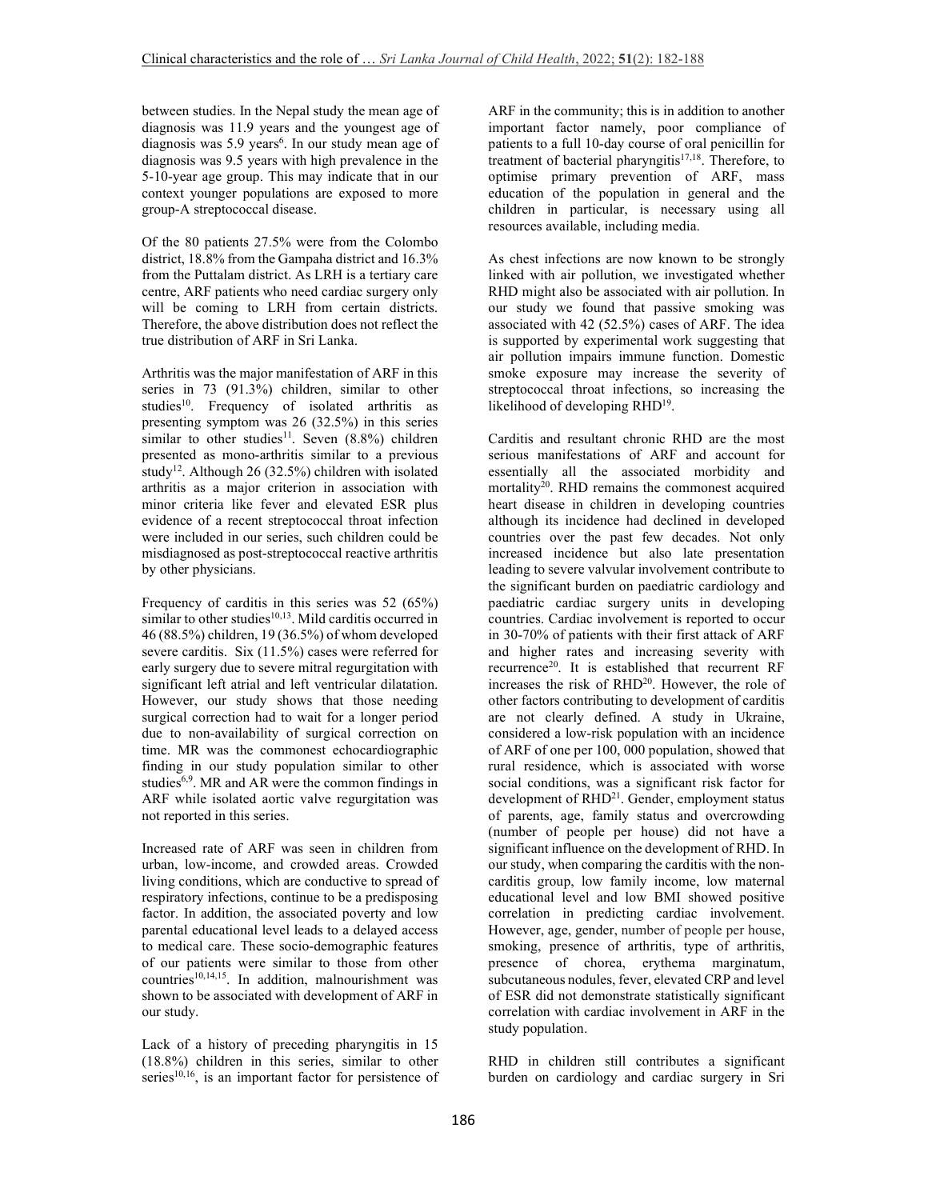between studies. In the Nepal study the mean age of diagnosis was 11.9 years and the youngest age of diagnosis was 5.9 years[6]. In our study mean age of diagnosis was 9.5 years with high prevalence in the 5-10-year age group. This may indicate that in our context younger populations are exposed to more group-A streptococcal disease.

Of the 80 patients 27.5% were from the Colombo district, 18.8% from the Gampaha district and 16.3% from the Puttalam district. As LRH is a tertiary care centre, ARF patients who need cardiac surgery only will be coming to LRH from certain districts. Therefore, the above distribution does not reflect the true distribution of ARF in Sri Lanka.

Arthritis was the major manifestation of ARF in this series in 73 (91.3%) children, similar to other studies[10]. Frequency of isolated arthritis as presenting symptom was 26 (32.5%) in this series similar to other studies[11]. Seven (8.8%) children presented as mono-arthritis similar to a previous study[12]. Although 26 (32.5%) children with isolated arthritis as a major criterion in association with minor criteria like fever and elevated ESR plus evidence of a recent streptococcal throat infection were included in our series, such children could be misdiagnosed as post-streptococcal reactive arthritis by other physicians.

Frequency of carditis in this series was 52 (65%) similar to other studies[10,13]. Mild carditis occurred in 46 (88.5%) children, 19 (36.5%) of whom developed severe carditis. Six (11.5%) cases were referred for early surgery due to severe mitral regurgitation with significant left atrial and left ventricular dilatation. However, our study shows that those needing surgical correction had to wait for a longer period due to non-availability of surgical correction on time. MR was the commonest echocardiographic finding in our study population similar to other studies[6,9]. MR and AR were the common findings in ARF while isolated aortic valve regurgitation was not reported in this series.

Increased rate of ARF was seen in children from urban, low-income, and crowded areas. Crowded living conditions, which are conductive to spread of respiratory infections, continue to be a predisposing factor. In addition, the associated poverty and low parental educational level leads to a delayed access to medical care. These socio-demographic features of our patients were similar to those from other countries[10,14,15]. In addition, malnourishment was shown to be associated with development of ARF in our study.

Lack of a history of preceding pharyngitis in 15 (18.8%) children in this series, similar to other series[10,16], is an important factor for persistence of ARF in the community; this is in addition to another important factor namely, poor compliance of patients to a full 10-day course of oral penicillin for treatment of bacterial pharyngitis[17,18]. Therefore, to optimise primary prevention of ARF, mass education of the population in general and the children in particular, is necessary using all resources available, including media.

As chest infections are now known to be strongly linked with air pollution, we investigated whether RHD might also be associated with air pollution. In our study we found that passive smoking was associated with 42 (52.5%) cases of ARF. The idea is supported by experimental work suggesting that air pollution impairs immune function. Domestic smoke exposure may increase the severity of streptococcal throat infections, so increasing the likelihood of developing RHD[19].

Carditis and resultant chronic RHD are the most serious manifestations of ARF and account for essentially all the associated morbidity and mortality[20]. RHD remains the commonest acquired heart disease in children in developing countries although its incidence had declined in developed countries over the past few decades. Not only increased incidence but also late presentation leading to severe valvular involvement contribute to the significant burden on paediatric cardiology and paediatric cardiac surgery units in developing countries. Cardiac involvement is reported to occur in 30-70% of patients with their first attack of ARF and higher rates and increasing severity with recurrence[20]. It is established that recurrent RF increases the risk of RHD[20]. However, the role of other factors contributing to development of carditis are not clearly defined. A study in Ukraine, considered a low-risk population with an incidence of ARF of one per 100, 000 population, showed that rural residence, which is associated with worse social conditions, was a significant risk factor for development of RHD[21]. Gender, employment status of parents, age, family status and overcrowding (number of people per house) did not have a significant influence on the development of RHD. In our study, when comparing the carditis with the non-carditis group, low family income, low maternal educational level and low BMI showed positive correlation in predicting cardiac involvement. However, age, gender, number of people per house, smoking, presence of arthritis, type of arthritis, presence of chorea, erythema marginatum, subcutaneous nodules, fever, elevated CRP and level of ESR did not demonstrate statistically significant correlation with cardiac involvement in ARF in the study population.

RHD in children still contributes a significant burden on cardiology and cardiac surgery in Sri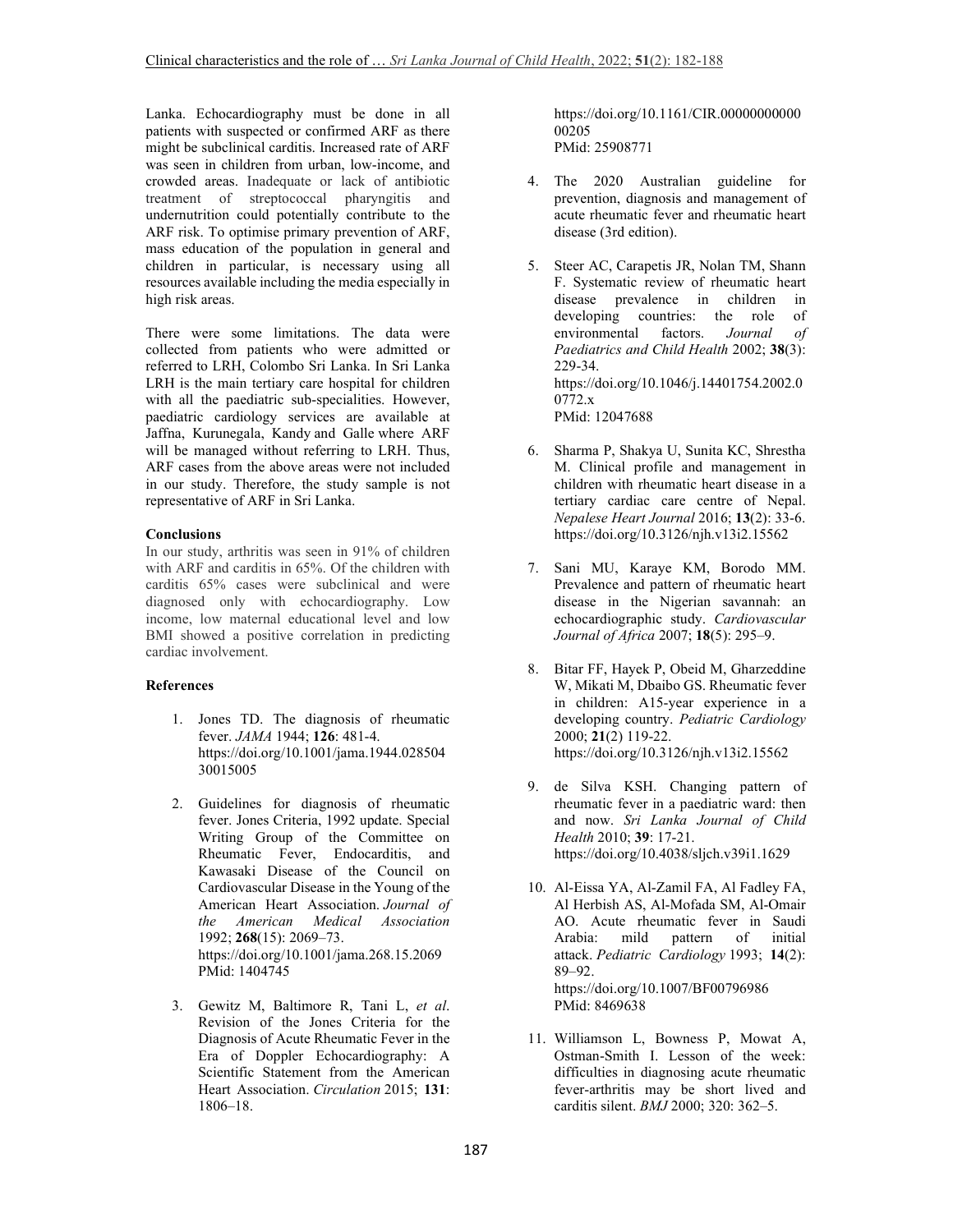Lanka. Echocardiography must be done in all patients with suspected or confirmed ARF as there might be subclinical carditis. Increased rate of ARF was seen in children from urban, low-income, and crowded areas. Inadequate or lack of antibiotic treatment of streptococcal pharyngitis and undernutrition could potentially contribute to the ARF risk. To optimise primary prevention of ARF, mass education of the population in general and children in particular, is necessary using all resources available including the media especially in high risk areas.

There were some limitations. The data were collected from patients who were admitted or referred to LRH, Colombo Sri Lanka. In Sri Lanka LRH is the main tertiary care hospital for children with all the paediatric sub-specialities. However, paediatric cardiology services are available at Jaffna, Kurunegala, Kandy and Galle where ARF will be managed without referring to LRH. Thus, ARF cases from the above areas were not included in our study. Therefore, the study sample is not representative of ARF in Sri Lanka.

**Conclusions**

In our study, arthritis was seen in 91% of children with ARF and carditis in 65%. Of the children with carditis 65% cases were subclinical and were diagnosed only with echocardiography. Low income, low maternal educational level and low BMI showed a positive correlation in predicting cardiac involvement.

**References**

1. Jones TD. The diagnosis of rheumatic fever. *JAMA* 1944; **126**: 481-4. https://doi.org/10.1001/jama.1944.02850430015005
2. Guidelines for diagnosis of rheumatic fever. Jones Criteria, 1992 update. Special Writing Group of the Committee on Rheumatic Fever, Endocarditis, and Kawasaki Disease of the Council on Cardiovascular Disease in the Young of the American Heart Association. *Journal of the American Medical Association* 1992; **268**(15): 2069–73. https://doi.org/10.1001/jama.268.15.2069 PMid: 1404745
3. Gewitz M, Baltimore R, Tani L, *et al*. Revision of the Jones Criteria for the Diagnosis of Acute Rheumatic Fever in the Era of Doppler Echocardiography: A Scientific Statement from the American Heart Association. *Circulation* 2015; **131**: 1806–18. https://doi.org/10.1161/CIR.0000000000000205 PMid: 25908771
4. The 2020 Australian guideline for prevention, diagnosis and management of acute rheumatic fever and rheumatic heart disease (3rd edition).
5. Steer AC, Carapetis JR, Nolan TM, Shann F. Systematic review of rheumatic heart disease prevalence in children in developing countries: the role of environmental factors. *Journal of Paediatrics and Child Health* 2002; **38**(3): 229-34. https://doi.org/10.1046/j.14401754.2002.00772.x PMid: 12047688
6. Sharma P, Shakya U, Sunita KC, Shrestha M. Clinical profile and management in children with rheumatic heart disease in a tertiary cardiac care centre of Nepal. *Nepalese Heart Journal* 2016; **13**(2): 33-6. https://doi.org/10.3126/njh.v13i2.15562
7. Sani MU, Karaye KM, Borodo MM. Prevalence and pattern of rheumatic heart disease in the Nigerian savannah: an echocardiographic study. *Cardiovascular Journal of Africa* 2007; **18**(5): 295–9.
8. Bitar FF, Hayek P, Obeid M, Gharzeddine W, Mikati M, Dbaibo GS. Rheumatic fever in children: A15-year experience in a developing country. *Pediatric Cardiology* 2000; **21**(2) 119-22. https://doi.org/10.3126/njh.v13i2.15562
9. de Silva KSH. Changing pattern of rheumatic fever in a paediatric ward: then and now. *Sri Lanka Journal of Child Health* 2010; **39**: 17-21. https://doi.org/10.4038/sljch.v39i1.1629
10. Al-Eissa YA, Al-Zamil FA, Al Fadley FA, Al Herbish AS, Al-Mofada SM, Al-Omair AO. Acute rheumatic fever in Saudi Arabia: mild pattern of initial attack. *Pediatric Cardiology* 1993; **14**(2): 89–92. https://doi.org/10.1007/BF00796986 PMid: 8469638
11. Williamson L, Bowness P, Mowat A, Ostman-Smith I. Lesson of the week: difficulties in diagnosing acute rheumatic fever-arthritis may be short lived and carditis silent. *BMJ* 2000; 320: 362–5.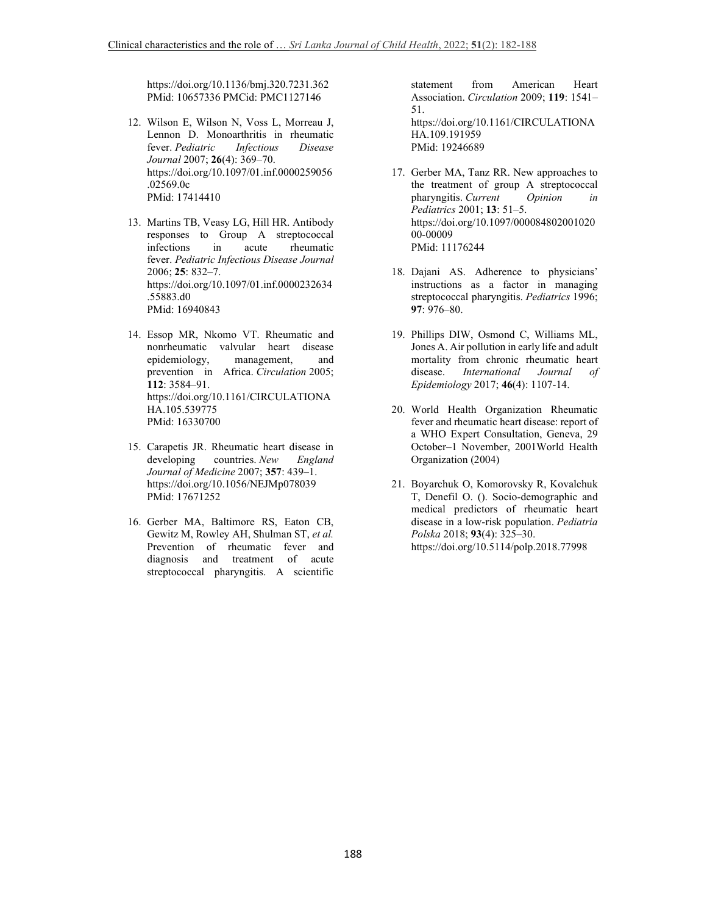https://doi.org/10.1136/bmj.320.7231.362 PMid: 10657336 PMCid: PMC1127146

12. Wilson E, Wilson N, Voss L, Morreau J, Lennon D. Monoarthritis in rheumatic fever. *Pediatric Infectious Disease Journal* 2007; **26**(4): 369–70. https://doi.org/10.1097/01.inf.0000259056.02569.0c PMid: 17414410

13. Martins TB, Veasy LG, Hill HR. Antibody responses to Group A streptococcal infections in acute rheumatic fever. *Pediatric Infectious Disease Journal* 2006; **25**: 832–7. https://doi.org/10.1097/01.inf.0000232634.55883.d0 PMid: 16940843

14. Essop MR, Nkomo VT. Rheumatic and nonrheumatic valvular heart disease epidemiology, management, and prevention in Africa. *Circulation* 2005; **112**: 3584–91. https://doi.org/10.1161/CIRCULATIONAHA.105.539775 PMid: 16330700

15. Carapetis JR. Rheumatic heart disease in developing countries. *New England Journal of Medicine* 2007; **357**: 439–1. https://doi.org/10.1056/NEJMp078039 PMid: 17671252

16. Gerber MA, Baltimore RS, Eaton CB, Gewitz M, Rowley AH, Shulman ST, *et al.* Prevention of rheumatic fever and diagnosis and treatment of acute streptococcal pharyngitis. A scientific statement from American Heart Association. *Circulation* 2009; **119**: 1541–51. https://doi.org/10.1161/CIRCULATIONAHA.109.191959 PMid: 19246689

17. Gerber MA, Tanz RR. New approaches to the treatment of group A streptococcal pharyngitis. *Current Opinion in Pediatrics* 2001; **13**: 51–5. https://doi.org/10.1097/00008480200102000-00009 PMid: 11176244

18. Dajani AS. Adherence to physicians' instructions as a factor in managing streptococcal pharyngitis. *Pediatrics* 1996; **97**: 976–80.

19. Phillips DIW, Osmond C, Williams ML, Jones A. Air pollution in early life and adult mortality from chronic rheumatic heart disease. *International Journal of Epidemiology* 2017; **46**(4): 1107-14.

20. World Health Organization Rheumatic fever and rheumatic heart disease: report of a WHO Expert Consultation, Geneva, 29 October–1 November, 2001World Health Organization (2004)

21. Boyarchuk O, Komorovsky R, Kovalchuk T, Denefil O. (). Socio-demographic and medical predictors of rheumatic heart disease in a low-risk population. *Pediatria Polska* 2018; **93**(4): 325–30. https://doi.org/10.5114/polp.2018.77998